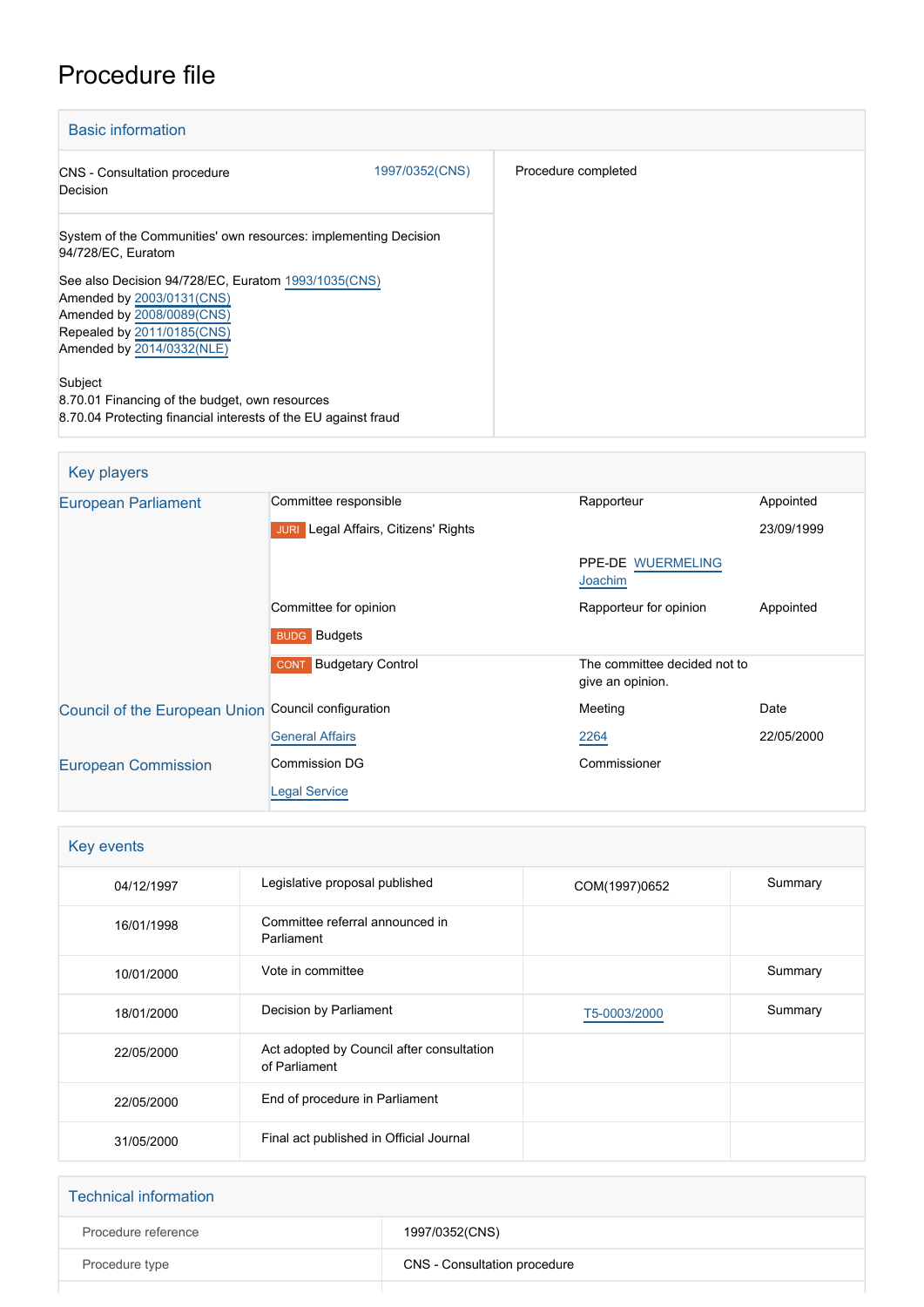# Procedure file

## Basic information

| | |
|---|---|
| CNS - Consultation procedure<br>Decision | 1997/0352(CNS) |
| Procedure completed | |

System of the Communities' own resources: implementing Decision 94/728/EC, Euratom

See also Decision 94/728/EC, Euratom 1993/1035(CNS)
Amended by 2003/0131(CNS)
Amended by 2008/0089(CNS)
Repealed by 2011/0185(CNS)
Amended by 2014/0332(NLE)

Subject
8.70.01 Financing of the budget, own resources
8.70.04 Protecting financial interests of the EU against fraud

## Key players

| | | | |
|---|---|---|---|
| European Parliament | Committee responsible | Rapporteur | Appointed |
| | JURI Legal Affairs, Citizens' Rights | | 23/09/1999 |
| | | PPE-DE WUERMELING Joachim | |
| | Committee for opinion | Rapporteur for opinion | Appointed |
| | BUDG Budgets | | |
| | CONT Budgetary Control | The committee decided not to give an opinion. | |
| Council of the European Union | Council configuration | Meeting | Date |
| | General Affairs | 2264 | 22/05/2000 |
| European Commission | Commission DG | Commissioner | |
| | Legal Service | | |

## Key events

| | | | |
|---|---|---|---|
| 04/12/1997 | Legislative proposal published | COM(1997)0652 | Summary |
| 16/01/1998 | Committee referral announced in Parliament | | |
| 10/01/2000 | Vote in committee | | Summary |
| 18/01/2000 | Decision by Parliament | T5-0003/2000 | Summary |
| 22/05/2000 | Act adopted by Council after consultation of Parliament | | |
| 22/05/2000 | End of procedure in Parliament | | |
| 31/05/2000 | Final act published in Official Journal | | |

## Technical information

| | |
|---|---|
| Procedure reference | 1997/0352(CNS) |
| Procedure type | CNS - Consultation procedure |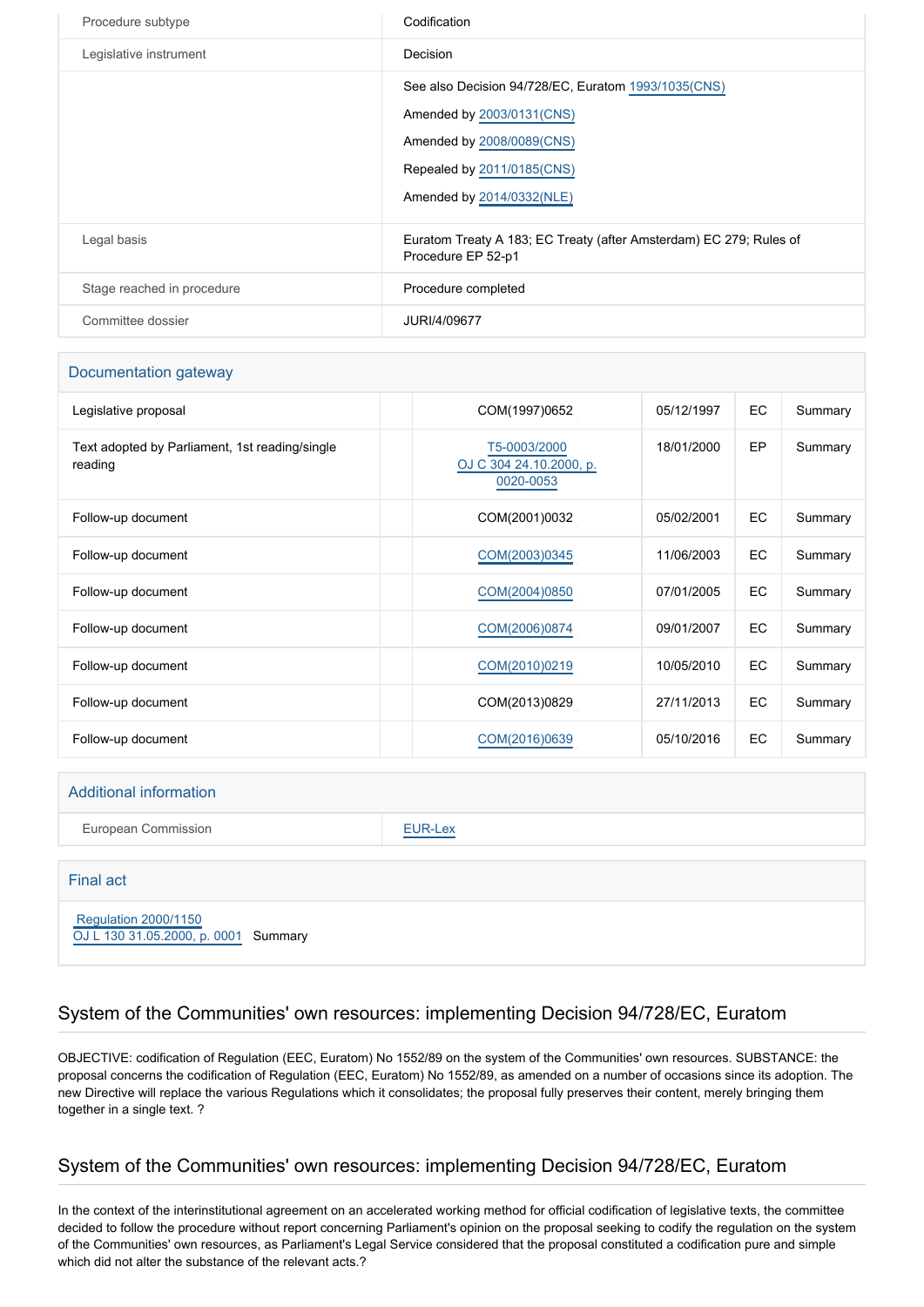| | |
|---|---|
| Procedure subtype | Codification |
| Legislative instrument | Decision |
| | See also Decision 94/728/EC, Euratom 1993/1035(CNS)<br>Amended by 2003/0131(CNS)<br>Amended by 2008/0089(CNS)<br>Repealed by 2011/0185(CNS)<br>Amended by 2014/0332(NLE) |
| Legal basis | Euratom Treaty A 183; EC Treaty (after Amsterdam) EC 279; Rules of Procedure EP 52-p1 |
| Stage reached in procedure | Procedure completed |
| Committee dossier | JURI/4/09677 |

## Documentation gateway

| | | | | | |
|---|---|---|---|---|---|
| Legislative proposal | | COM(1997)0652 | 05/12/1997 | EC | Summary |
| Text adopted by Parliament, 1st reading/single reading | | T5-0003/2000<br>OJ C 304 24.10.2000, p. 0020-0053 | 18/01/2000 | EP | Summary |
| Follow-up document | | COM(2001)0032 | 05/02/2001 | EC | Summary |
| Follow-up document | | COM(2003)0345 | 11/06/2003 | EC | Summary |
| Follow-up document | | COM(2004)0850 | 07/01/2005 | EC | Summary |
| Follow-up document | | COM(2006)0874 | 09/01/2007 | EC | Summary |
| Follow-up document | | COM(2010)0219 | 10/05/2010 | EC | Summary |
| Follow-up document | | COM(2013)0829 | 27/11/2013 | EC | Summary |
| Follow-up document | | COM(2016)0639 | 05/10/2016 | EC | Summary |

## Additional information

| | |
|---|---|
| European Commission | EUR-Lex |

## Final act

Regulation 2000/1150
OJ L 130 31.05.2000, p. 0001 Summary

## System of the Communities' own resources: implementing Decision 94/728/EC, Euratom

OBJECTIVE: codification of Regulation (EEC, Euratom) No 1552/89 on the system of the Communities' own resources. SUBSTANCE: the proposal concerns the codification of Regulation (EEC, Euratom) No 1552/89, as amended on a number of occasions since its adoption. The new Directive will replace the various Regulations which it consolidates; the proposal fully preserves their content, merely bringing them together in a single text. ?

## System of the Communities' own resources: implementing Decision 94/728/EC, Euratom

In the context of the interinstitutional agreement on an accelerated working method for official codification of legislative texts, the committee decided to follow the procedure without report concerning Parliament's opinion on the proposal seeking to codify the regulation on the system of the Communities' own resources, as Parliament's Legal Service considered that the proposal constituted a codification pure and simple which did not alter the substance of the relevant acts.?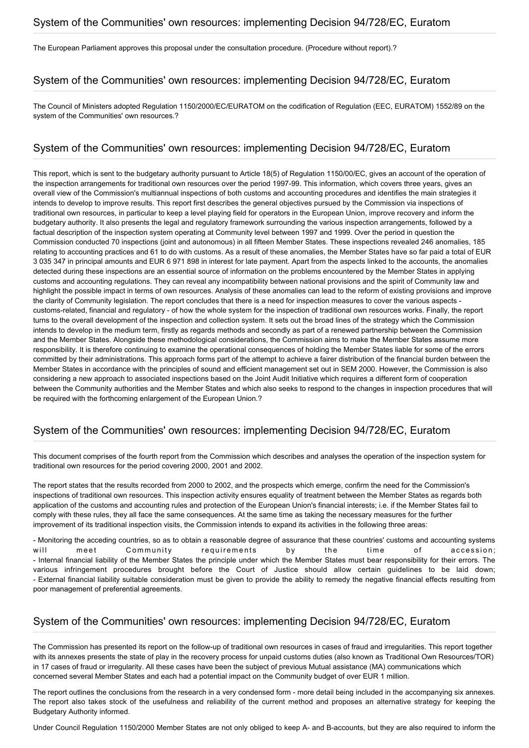## System of the Communities' own resources: implementing Decision 94/728/EC, Euratom

The European Parliament approves this proposal under the consultation procedure. (Procedure without report).?

## System of the Communities' own resources: implementing Decision 94/728/EC, Euratom

The Council of Ministers adopted Regulation 1150/2000/EC/EURATOM on the codification of Regulation (EEC, EURATOM) 1552/89 on the system of the Communities' own resources.?

## System of the Communities' own resources: implementing Decision 94/728/EC, Euratom

This report, which is sent to the budgetary authority pursuant to Article 18(5) of Regulation 1150/00/EC, gives an account of the operation of the inspection arrangements for traditional own resources over the period 1997-99. This information, which covers three years, gives an overall view of the Commission's multiannual inspections of both customs and accounting procedures and identifies the main strategies it intends to develop to improve results. This report first describes the general objectives pursued by the Commission via inspections of traditional own resources, in particular to keep a level playing field for operators in the European Union, improve recovery and inform the budgetary authority. It also presents the legal and regulatory framework surrounding the various inspection arrangements, followed by a factual description of the inspection system operating at Community level between 1997 and 1999. Over the period in question the Commission conducted 70 inspections (joint and autonomous) in all fifteen Member States. These inspections revealed 246 anomalies, 185 relating to accounting practices and 61 to do with customs. As a result of these anomalies, the Member States have so far paid a total of EUR 3 035 347 in principal amounts and EUR 6 971 898 in interest for late payment. Apart from the aspects linked to the accounts, the anomalies detected during these inspections are an essential source of information on the problems encountered by the Member States in applying customs and accounting regulations. They can reveal any incompatibility between national provisions and the spirit of Community law and highlight the possible impact in terms of own resources. Analysis of these anomalies can lead to the reform of existing provisions and improve the clarity of Community legislation. The report concludes that there is a need for inspection measures to cover the various aspects - customs-related, financial and regulatory - of how the whole system for the inspection of traditional own resources works. Finally, the report turns to the overall development of the inspection and collection system. It sets out the broad lines of the strategy which the Commission intends to develop in the medium term, firstly as regards methods and secondly as part of a renewed partnership between the Commission and the Member States. Alongside these methodological considerations, the Commission aims to make the Member States assume more responsibility. It is therefore continuing to examine the operational consequences of holding the Member States liable for some of the errors committed by their administrations. This approach forms part of the attempt to achieve a fairer distribution of the financial burden between the Member States in accordance with the principles of sound and efficient management set out in SEM 2000. However, the Commission is also considering a new approach to associated inspections based on the Joint Audit Initiative which requires a different form of cooperation between the Community authorities and the Member States and which also seeks to respond to the changes in inspection procedures that will be required with the forthcoming enlargement of the European Union.?

## System of the Communities' own resources: implementing Decision 94/728/EC, Euratom

This document comprises of the fourth report from the Commission which describes and analyses the operation of the inspection system for traditional own resources for the period covering 2000, 2001 and 2002.

The report states that the results recorded from 2000 to 2002, and the prospects which emerge, confirm the need for the Commission's inspections of traditional own resources. This inspection activity ensures equality of treatment between the Member States as regards both application of the customs and accounting rules and protection of the European Union's financial interests; i.e. if the Member States fail to comply with these rules, they all face the same consequences. At the same time as taking the necessary measures for the further improvement of its traditional inspection visits, the Commission intends to expand its activities in the following three areas:

- Monitoring the acceding countries, so as to obtain a reasonable degree of assurance that these countries' customs and accounting systems will meet Community requirements by the time of accession;
- Internal financial liability of the Member States the principle under which the Member States must bear responsibility for their errors. The various infringement procedures brought before the Court of Justice should allow certain guidelines to be laid down;
- External financial liability suitable consideration must be given to provide the ability to remedy the negative financial effects resulting from poor management of preferential agreements.

## System of the Communities' own resources: implementing Decision 94/728/EC, Euratom

The Commission has presented its report on the follow-up of traditional own resources in cases of fraud and irregularities. This report together with its annexes presents the state of play in the recovery process for unpaid customs duties (also known as Traditional Own Resources/TOR) in 17 cases of fraud or irregularity. All these cases have been the subject of previous Mutual assistance (MA) communications which concerned several Member States and each had a potential impact on the Community budget of over EUR 1 million.

The report outlines the conclusions from the research in a very condensed form - more detail being included in the accompanying six annexes. The report also takes stock of the usefulness and reliability of the current method and proposes an alternative strategy for keeping the Budgetary Authority informed.

Under Council Regulation 1150/2000 Member States are not only obliged to keep A- and B-accounts, but they are also required to inform the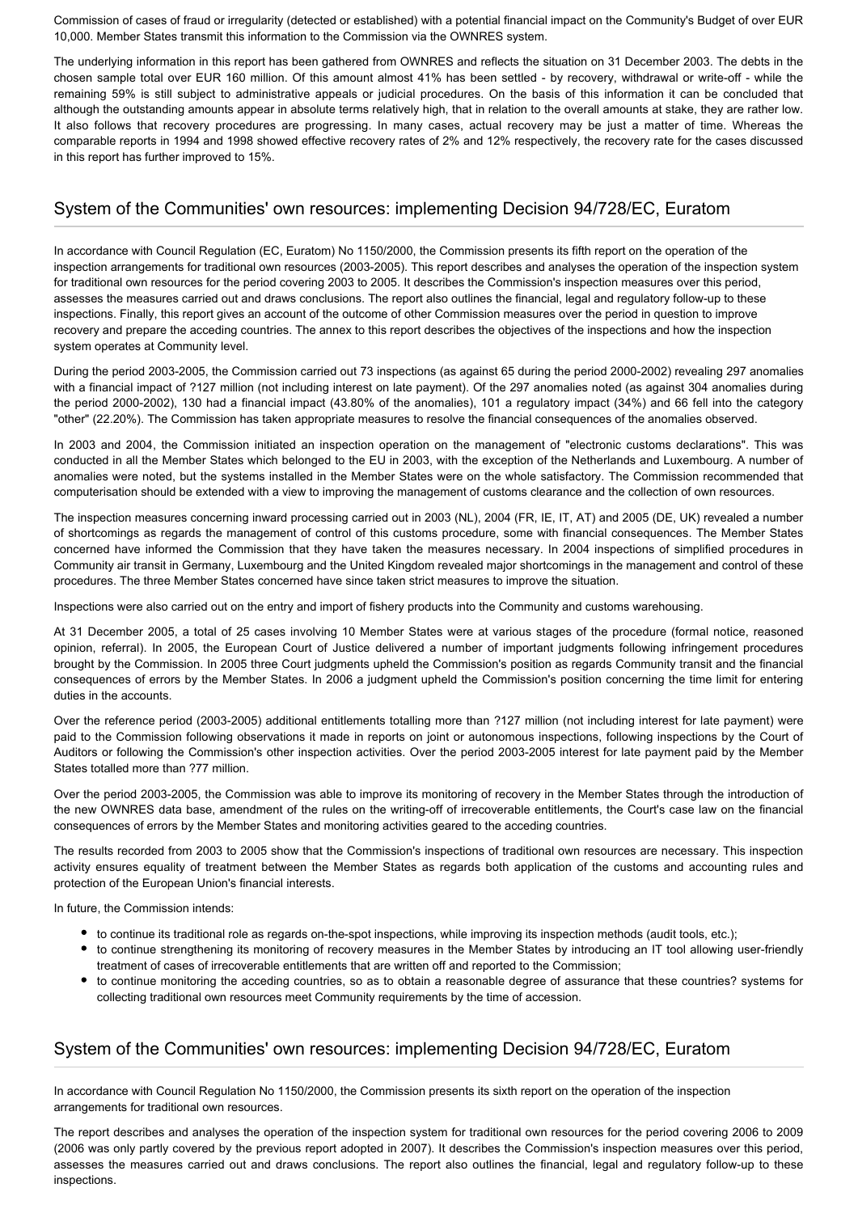Commission of cases of fraud or irregularity (detected or established) with a potential financial impact on the Community's Budget of over EUR 10,000. Member States transmit this information to the Commission via the OWNRES system.

The underlying information in this report has been gathered from OWNRES and reflects the situation on 31 December 2003. The debts in the chosen sample total over EUR 160 million. Of this amount almost 41% has been settled - by recovery, withdrawal or write-off - while the remaining 59% is still subject to administrative appeals or judicial procedures. On the basis of this information it can be concluded that although the outstanding amounts appear in absolute terms relatively high, that in relation to the overall amounts at stake, they are rather low. It also follows that recovery procedures are progressing. In many cases, actual recovery may be just a matter of time. Whereas the comparable reports in 1994 and 1998 showed effective recovery rates of 2% and 12% respectively, the recovery rate for the cases discussed in this report has further improved to 15%.

## System of the Communities' own resources: implementing Decision 94/728/EC, Euratom

In accordance with Council Regulation (EC, Euratom) No 1150/2000, the Commission presents its fifth report on the operation of the inspection arrangements for traditional own resources (2003-2005). This report describes and analyses the operation of the inspection system for traditional own resources for the period covering 2003 to 2005. It describes the Commission's inspection measures over this period, assesses the measures carried out and draws conclusions. The report also outlines the financial, legal and regulatory follow-up to these inspections. Finally, this report gives an account of the outcome of other Commission measures over the period in question to improve recovery and prepare the acceding countries. The annex to this report describes the objectives of the inspections and how the inspection system operates at Community level.

During the period 2003-2005, the Commission carried out 73 inspections (as against 65 during the period 2000-2002) revealing 297 anomalies with a financial impact of ?127 million (not including interest on late payment). Of the 297 anomalies noted (as against 304 anomalies during the period 2000-2002), 130 had a financial impact (43.80% of the anomalies), 101 a regulatory impact (34%) and 66 fell into the category "other" (22.20%). The Commission has taken appropriate measures to resolve the financial consequences of the anomalies observed.

In 2003 and 2004, the Commission initiated an inspection operation on the management of "electronic customs declarations". This was conducted in all the Member States which belonged to the EU in 2003, with the exception of the Netherlands and Luxembourg. A number of anomalies were noted, but the systems installed in the Member States were on the whole satisfactory. The Commission recommended that computerisation should be extended with a view to improving the management of customs clearance and the collection of own resources.

The inspection measures concerning inward processing carried out in 2003 (NL), 2004 (FR, IE, IT, AT) and 2005 (DE, UK) revealed a number of shortcomings as regards the management of control of this customs procedure, some with financial consequences. The Member States concerned have informed the Commission that they have taken the measures necessary. In 2004 inspections of simplified procedures in Community air transit in Germany, Luxembourg and the United Kingdom revealed major shortcomings in the management and control of these procedures. The three Member States concerned have since taken strict measures to improve the situation.

Inspections were also carried out on the entry and import of fishery products into the Community and customs warehousing.

At 31 December 2005, a total of 25 cases involving 10 Member States were at various stages of the procedure (formal notice, reasoned opinion, referral). In 2005, the European Court of Justice delivered a number of important judgments following infringement procedures brought by the Commission. In 2005 three Court judgments upheld the Commission's position as regards Community transit and the financial consequences of errors by the Member States. In 2006 a judgment upheld the Commission's position concerning the time limit for entering duties in the accounts.

Over the reference period (2003-2005) additional entitlements totalling more than ?127 million (not including interest for late payment) were paid to the Commission following observations it made in reports on joint or autonomous inspections, following inspections by the Court of Auditors or following the Commission's other inspection activities. Over the period 2003-2005 interest for late payment paid by the Member States totalled more than ?77 million.

Over the period 2003-2005, the Commission was able to improve its monitoring of recovery in the Member States through the introduction of the new OWNRES data base, amendment of the rules on the writing-off of irrecoverable entitlements, the Court's case law on the financial consequences of errors by the Member States and monitoring activities geared to the acceding countries.

The results recorded from 2003 to 2005 show that the Commission's inspections of traditional own resources are necessary. This inspection activity ensures equality of treatment between the Member States as regards both application of the customs and accounting rules and protection of the European Union's financial interests.

In future, the Commission intends:

- to continue its traditional role as regards on-the-spot inspections, while improving its inspection methods (audit tools, etc.);
- to continue strengthening its monitoring of recovery measures in the Member States by introducing an IT tool allowing user-friendly treatment of cases of irrecoverable entitlements that are written off and reported to the Commission;
- to continue monitoring the acceding countries, so as to obtain a reasonable degree of assurance that these countries? systems for collecting traditional own resources meet Community requirements by the time of accession.

## System of the Communities' own resources: implementing Decision 94/728/EC, Euratom

In accordance with Council Regulation No 1150/2000, the Commission presents its sixth report on the operation of the inspection arrangements for traditional own resources.

The report describes and analyses the operation of the inspection system for traditional own resources for the period covering 2006 to 2009 (2006 was only partly covered by the previous report adopted in 2007). It describes the Commission's inspection measures over this period, assesses the measures carried out and draws conclusions. The report also outlines the financial, legal and regulatory follow-up to these inspections.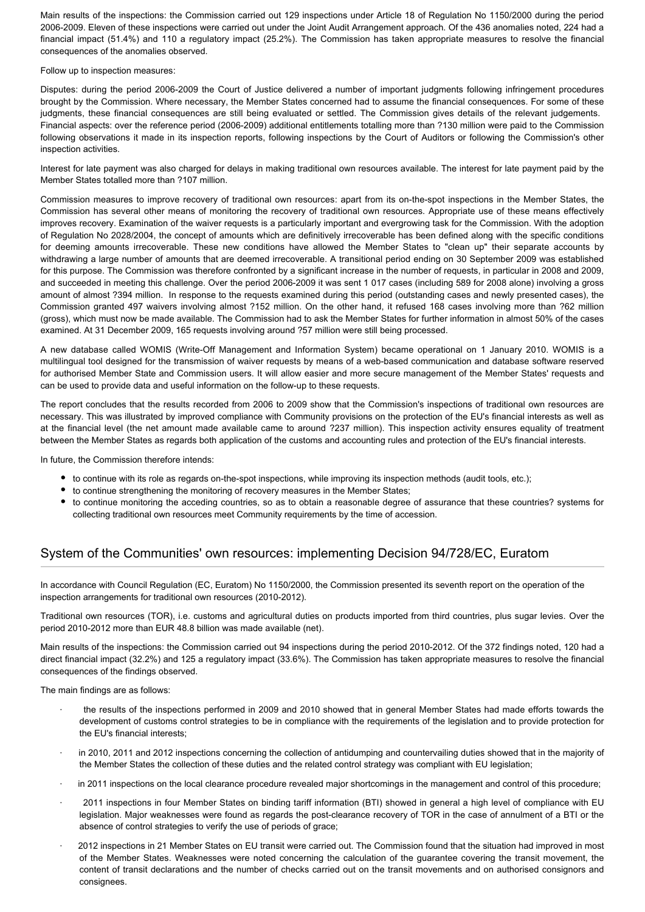Main results of the inspections: the Commission carried out 129 inspections under Article 18 of Regulation No 1150/2000 during the period 2006-2009. Eleven of these inspections were carried out under the Joint Audit Arrangement approach. Of the 436 anomalies noted, 224 had a financial impact (51.4%) and 110 a regulatory impact (25.2%). The Commission has taken appropriate measures to resolve the financial consequences of the anomalies observed.

Follow up to inspection measures:

Disputes: during the period 2006-2009 the Court of Justice delivered a number of important judgments following infringement procedures brought by the Commission. Where necessary, the Member States concerned had to assume the financial consequences. For some of these judgments, these financial consequences are still being evaluated or settled. The Commission gives details of the relevant judgements. Financial aspects: over the reference period (2006-2009) additional entitlements totalling more than ?130 million were paid to the Commission following observations it made in its inspection reports, following inspections by the Court of Auditors or following the Commission's other inspection activities.

Interest for late payment was also charged for delays in making traditional own resources available. The interest for late payment paid by the Member States totalled more than ?107 million.

Commission measures to improve recovery of traditional own resources: apart from its on-the-spot inspections in the Member States, the Commission has several other means of monitoring the recovery of traditional own resources. Appropriate use of these means effectively improves recovery. Examination of the waiver requests is a particularly important and evergrowing task for the Commission. With the adoption of Regulation No 2028/2004, the concept of amounts which are definitively irrecoverable has been defined along with the specific conditions for deeming amounts irrecoverable. These new conditions have allowed the Member States to "clean up" their separate accounts by withdrawing a large number of amounts that are deemed irrecoverable. A transitional period ending on 30 September 2009 was established for this purpose. The Commission was therefore confronted by a significant increase in the number of requests, in particular in 2008 and 2009, and succeeded in meeting this challenge. Over the period 2006-2009 it was sent 1 017 cases (including 589 for 2008 alone) involving a gross amount of almost ?394 million. In response to the requests examined during this period (outstanding cases and newly presented cases), the Commission granted 497 waivers involving almost ?152 million. On the other hand, it refused 168 cases involving more than ?62 million (gross), which must now be made available. The Commission had to ask the Member States for further information in almost 50% of the cases examined. At 31 December 2009, 165 requests involving around ?57 million were still being processed.

A new database called WOMIS (Write-Off Management and Information System) became operational on 1 January 2010. WOMIS is a multilingual tool designed for the transmission of waiver requests by means of a web-based communication and database software reserved for authorised Member State and Commission users. It will allow easier and more secure management of the Member States' requests and can be used to provide data and useful information on the follow-up to these requests.

The report concludes that the results recorded from 2006 to 2009 show that the Commission's inspections of traditional own resources are necessary. This was illustrated by improved compliance with Community provisions on the protection of the EU's financial interests as well as at the financial level (the net amount made available came to around ?237 million). This inspection activity ensures equality of treatment between the Member States as regards both application of the customs and accounting rules and protection of the EU's financial interests.

In future, the Commission therefore intends:

- to continue with its role as regards on-the-spot inspections, while improving its inspection methods (audit tools, etc.);
- to continue strengthening the monitoring of recovery measures in the Member States;
- to continue monitoring the acceding countries, so as to obtain a reasonable degree of assurance that these countries? systems for collecting traditional own resources meet Community requirements by the time of accession.

## System of the Communities' own resources: implementing Decision 94/728/EC, Euratom

In accordance with Council Regulation (EC, Euratom) No 1150/2000, the Commission presented its seventh report on the operation of the inspection arrangements for traditional own resources (2010-2012).

Traditional own resources (TOR), i.e. customs and agricultural duties on products imported from third countries, plus sugar levies. Over the period 2010-2012 more than EUR 48.8 billion was made available (net).

Main results of the inspections: the Commission carried out 94 inspections during the period 2010-2012. Of the 372 findings noted, 120 had a direct financial impact (32.2%) and 125 a regulatory impact (33.6%). The Commission has taken appropriate measures to resolve the financial consequences of the findings observed.

The main findings are as follows:

- the results of the inspections performed in 2009 and 2010 showed that in general Member States had made efforts towards the development of customs control strategies to be in compliance with the requirements of the legislation and to provide protection for the EU's financial interests;
- in 2010, 2011 and 2012 inspections concerning the collection of antidumping and countervailing duties showed that in the majority of the Member States the collection of these duties and the related control strategy was compliant with EU legislation;
- in 2011 inspections on the local clearance procedure revealed major shortcomings in the management and control of this procedure;
- 2011 inspections in four Member States on binding tariff information (BTI) showed in general a high level of compliance with EU legislation. Major weaknesses were found as regards the post-clearance recovery of TOR in the case of annulment of a BTI or the absence of control strategies to verify the use of periods of grace;
- 2012 inspections in 21 Member States on EU transit were carried out. The Commission found that the situation had improved in most of the Member States. Weaknesses were noted concerning the calculation of the guarantee covering the transit movement, the content of transit declarations and the number of checks carried out on the transit movements and on authorised consignors and consignees.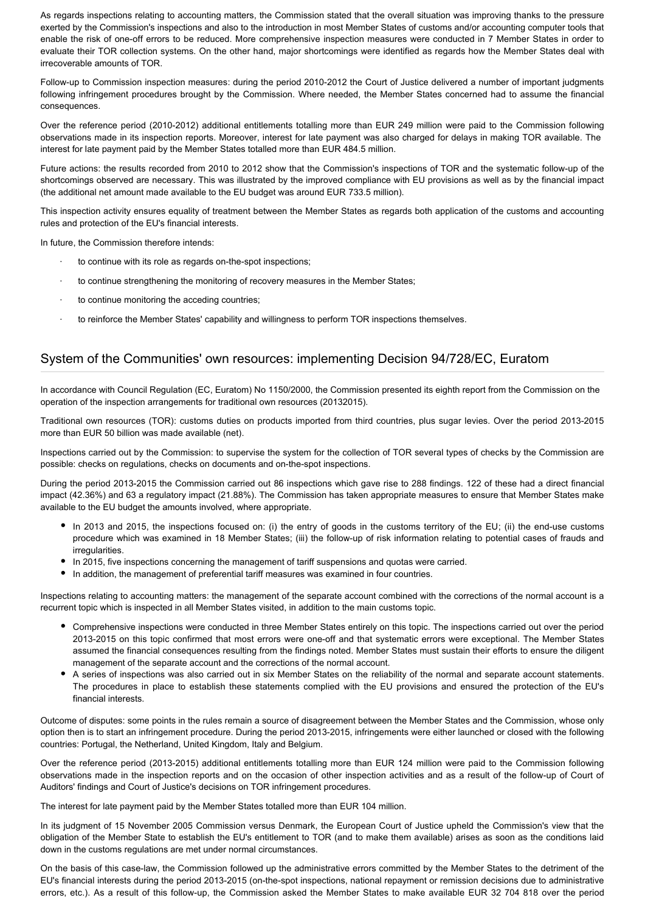As regards inspections relating to accounting matters, the Commission stated that the overall situation was improving thanks to the pressure exerted by the Commission's inspections and also to the introduction in most Member States of customs and/or accounting computer tools that enable the risk of one-off errors to be reduced. More comprehensive inspection measures were conducted in 7 Member States in order to evaluate their TOR collection systems. On the other hand, major shortcomings were identified as regards how the Member States deal with irrecoverable amounts of TOR.

Follow-up to Commission inspection measures: during the period 2010-2012 the Court of Justice delivered a number of important judgments following infringement procedures brought by the Commission. Where needed, the Member States concerned had to assume the financial consequences.

Over the reference period (2010-2012) additional entitlements totalling more than EUR 249 million were paid to the Commission following observations made in its inspection reports. Moreover, interest for late payment was also charged for delays in making TOR available. The interest for late payment paid by the Member States totalled more than EUR 484.5 million.

Future actions: the results recorded from 2010 to 2012 show that the Commission's inspections of TOR and the systematic follow-up of the shortcomings observed are necessary. This was illustrated by the improved compliance with EU provisions as well as by the financial impact (the additional net amount made available to the EU budget was around EUR 733.5 million).

This inspection activity ensures equality of treatment between the Member States as regards both application of the customs and accounting rules and protection of the EU's financial interests.

In future, the Commission therefore intends:

- to continue with its role as regards on-the-spot inspections;
- to continue strengthening the monitoring of recovery measures in the Member States;
- to continue monitoring the acceding countries;
- to reinforce the Member States' capability and willingness to perform TOR inspections themselves.

## System of the Communities' own resources: implementing Decision 94/728/EC, Euratom

In accordance with Council Regulation (EC, Euratom) No 1150/2000, the Commission presented its eighth report from the Commission on the operation of the inspection arrangements for traditional own resources (20132015).

Traditional own resources (TOR): customs duties on products imported from third countries, plus sugar levies. Over the period 2013-2015 more than EUR 50 billion was made available (net).

Inspections carried out by the Commission: to supervise the system for the collection of TOR several types of checks by the Commission are possible: checks on regulations, checks on documents and on-the-spot inspections.

During the period 2013-2015 the Commission carried out 86 inspections which gave rise to 288 findings. 122 of these had a direct financial impact (42.36%) and 63 a regulatory impact (21.88%). The Commission has taken appropriate measures to ensure that Member States make available to the EU budget the amounts involved, where appropriate.

- In 2013 and 2015, the inspections focused on: (i) the entry of goods in the customs territory of the EU; (ii) the end-use customs procedure which was examined in 18 Member States; (iii) the follow-up of risk information relating to potential cases of frauds and irregularities.
- In 2015, five inspections concerning the management of tariff suspensions and quotas were carried.
- In addition, the management of preferential tariff measures was examined in four countries.

Inspections relating to accounting matters: the management of the separate account combined with the corrections of the normal account is a recurrent topic which is inspected in all Member States visited, in addition to the main customs topic.

- Comprehensive inspections were conducted in three Member States entirely on this topic. The inspections carried out over the period 2013-2015 on this topic confirmed that most errors were one-off and that systematic errors were exceptional. The Member States assumed the financial consequences resulting from the findings noted. Member States must sustain their efforts to ensure the diligent management of the separate account and the corrections of the normal account.
- A series of inspections was also carried out in six Member States on the reliability of the normal and separate account statements. The procedures in place to establish these statements complied with the EU provisions and ensured the protection of the EU's financial interests.

Outcome of disputes: some points in the rules remain a source of disagreement between the Member States and the Commission, whose only option then is to start an infringement procedure. During the period 2013-2015, infringements were either launched or closed with the following countries: Portugal, the Netherland, United Kingdom, Italy and Belgium.

Over the reference period (2013-2015) additional entitlements totalling more than EUR 124 million were paid to the Commission following observations made in the inspection reports and on the occasion of other inspection activities and as a result of the follow-up of Court of Auditors' findings and Court of Justice's decisions on TOR infringement procedures.

The interest for late payment paid by the Member States totalled more than EUR 104 million.

In its judgment of 15 November 2005 Commission versus Denmark, the European Court of Justice upheld the Commission's view that the obligation of the Member State to establish the EU's entitlement to TOR (and to make them available) arises as soon as the conditions laid down in the customs regulations are met under normal circumstances.

On the basis of this case-law, the Commission followed up the administrative errors committed by the Member States to the detriment of the EU's financial interests during the period 2013-2015 (on-the-spot inspections, national repayment or remission decisions due to administrative errors, etc.). As a result of this follow-up, the Commission asked the Member States to make available EUR 32 704 818 over the period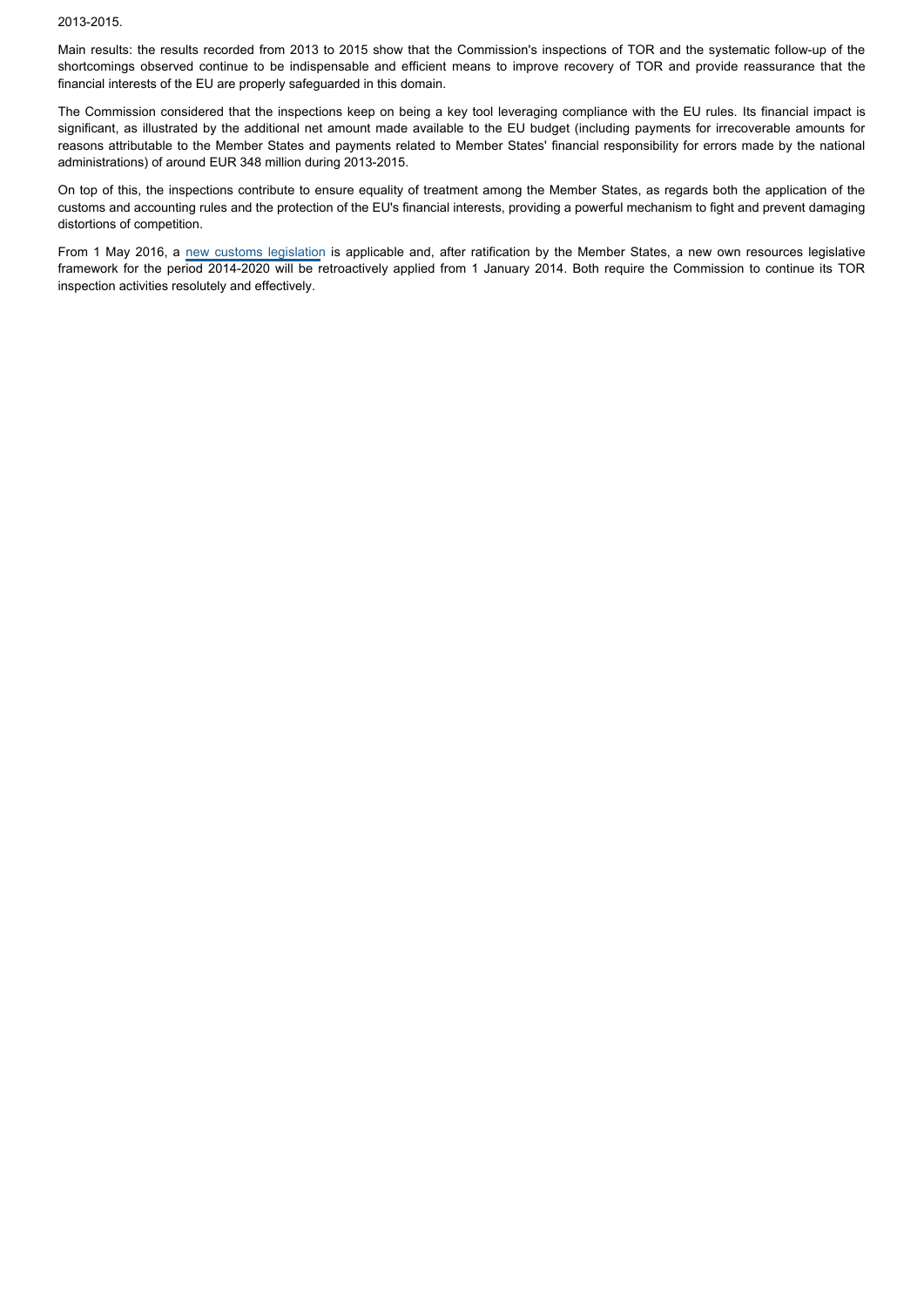2013-2015.

Main results: the results recorded from 2013 to 2015 show that the Commission's inspections of TOR and the systematic follow-up of the shortcomings observed continue to be indispensable and efficient means to improve recovery of TOR and provide reassurance that the financial interests of the EU are properly safeguarded in this domain.

The Commission considered that the inspections keep on being a key tool leveraging compliance with the EU rules. Its financial impact is significant, as illustrated by the additional net amount made available to the EU budget (including payments for irrecoverable amounts for reasons attributable to the Member States and payments related to Member States' financial responsibility for errors made by the national administrations) of around EUR 348 million during 2013-2015.

On top of this, the inspections contribute to ensure equality of treatment among the Member States, as regards both the application of the customs and accounting rules and the protection of the EU's financial interests, providing a powerful mechanism to fight and prevent damaging distortions of competition.

From 1 May 2016, a new customs legislation is applicable and, after ratification by the Member States, a new own resources legislative framework for the period 2014-2020 will be retroactively applied from 1 January 2014. Both require the Commission to continue its TOR inspection activities resolutely and effectively.